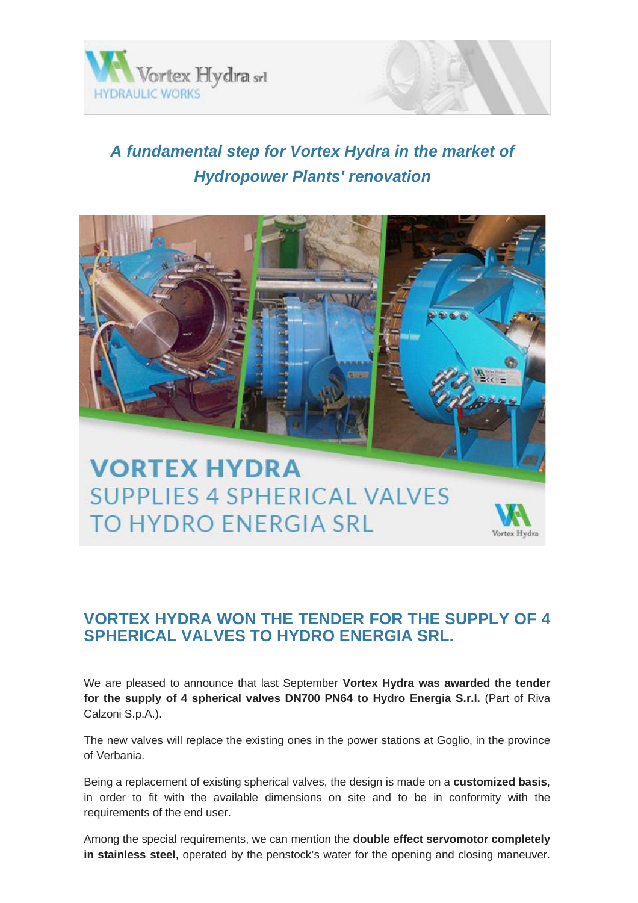*A fundamental step for Vortex Hydra in the market of Hydropower Plants' renovation*

## VORTEX HYDRA WON THE TENDER FOR THE SUPPLY OF 4 SPHERICAL VALVES TO HYDRO ENERGIA SRL.

We are pleased to announce that last September **Vortex Hydra was awarded the tender for the supply of 4 spherical valves DN700 PN64 to Hydro Energia S.r.l.** (Part of Riva Calzoni S.p.A.).

The new valves will replace the existing ones in the power stations at Goglio, in the province of Verbania.

Being a replacement of existing spherical valves, the design is made on a **customized basis**, in order to fit with the available dimensions on site and to be in conformity with the requirements of the end user.

Among the special requirements, we can mention the **double effect servomotor completely in stainless steel**, operated by the penstock's water for the opening and closing maneuver.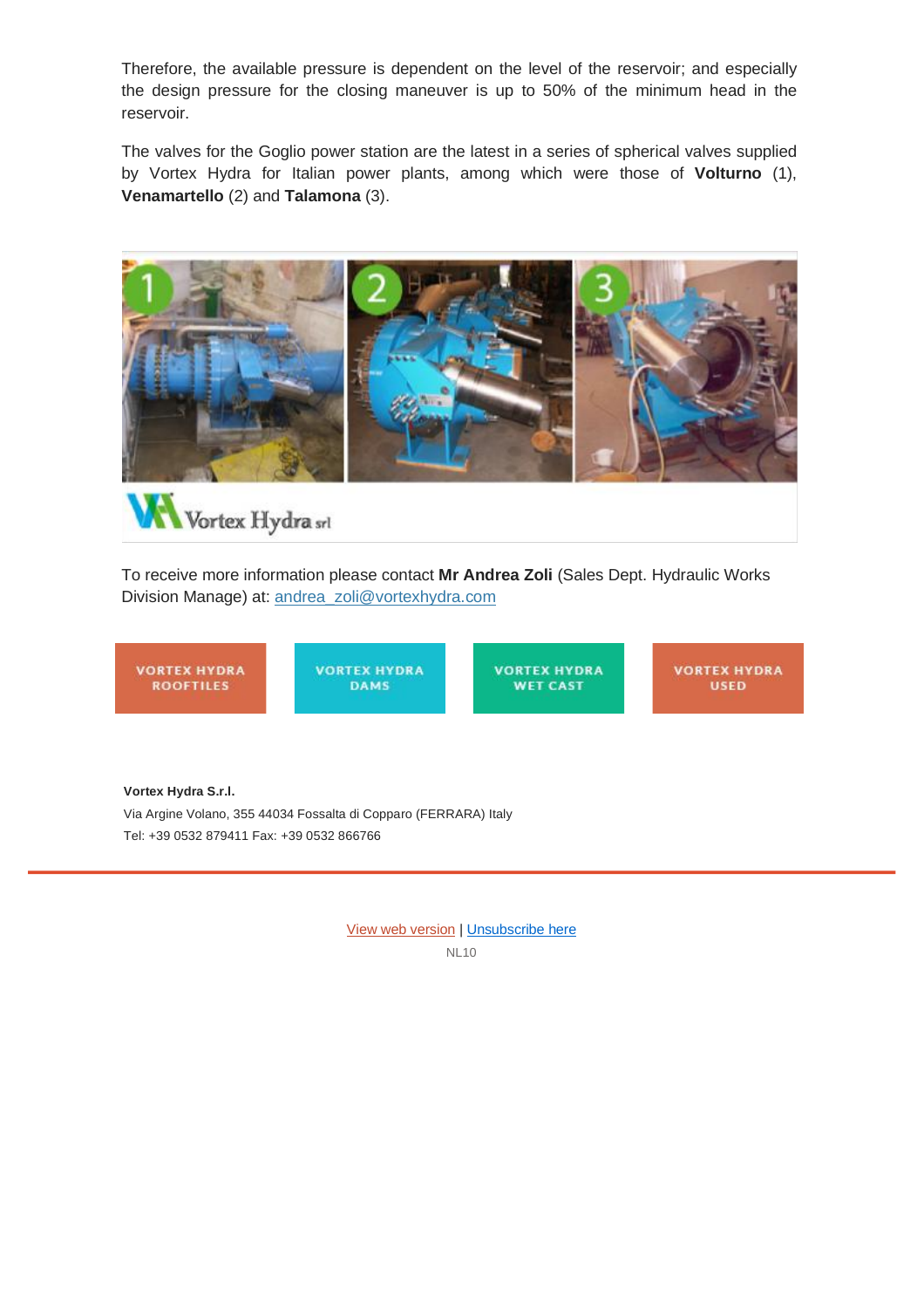Therefore, the available pressure is dependent on the level of the reservoir; and especially the design pressure for the closing maneuver is up to 50% of the minimum head in the reservoir.

The valves for the Goglio power station are the latest in a series of spherical valves supplied by Vortex Hydra for Italian power plants, among which were those of **Volturno** (1), **Venamartello** (2) and **Talamona** (3).

To receive more information please contact **Mr Andrea Zoli** (Sales Dept. Hydraulic Works Division Manage) at: andrea_zoli@vortexhydra.com

VORTEX HYDRA ROOFTILES

VORTEX HYDRA DAMS

VORTEX HYDRA WET CAST

VORTEX HYDRA USED

**Vortex Hydra S.r.l.**
Via Argine Volano, 355 44034 Fossalta di Copparo (FERRARA) Italy
Tel: +39 0532 879411 Fax: +39 0532 866766

View web version | Unsubscribe here

NL10